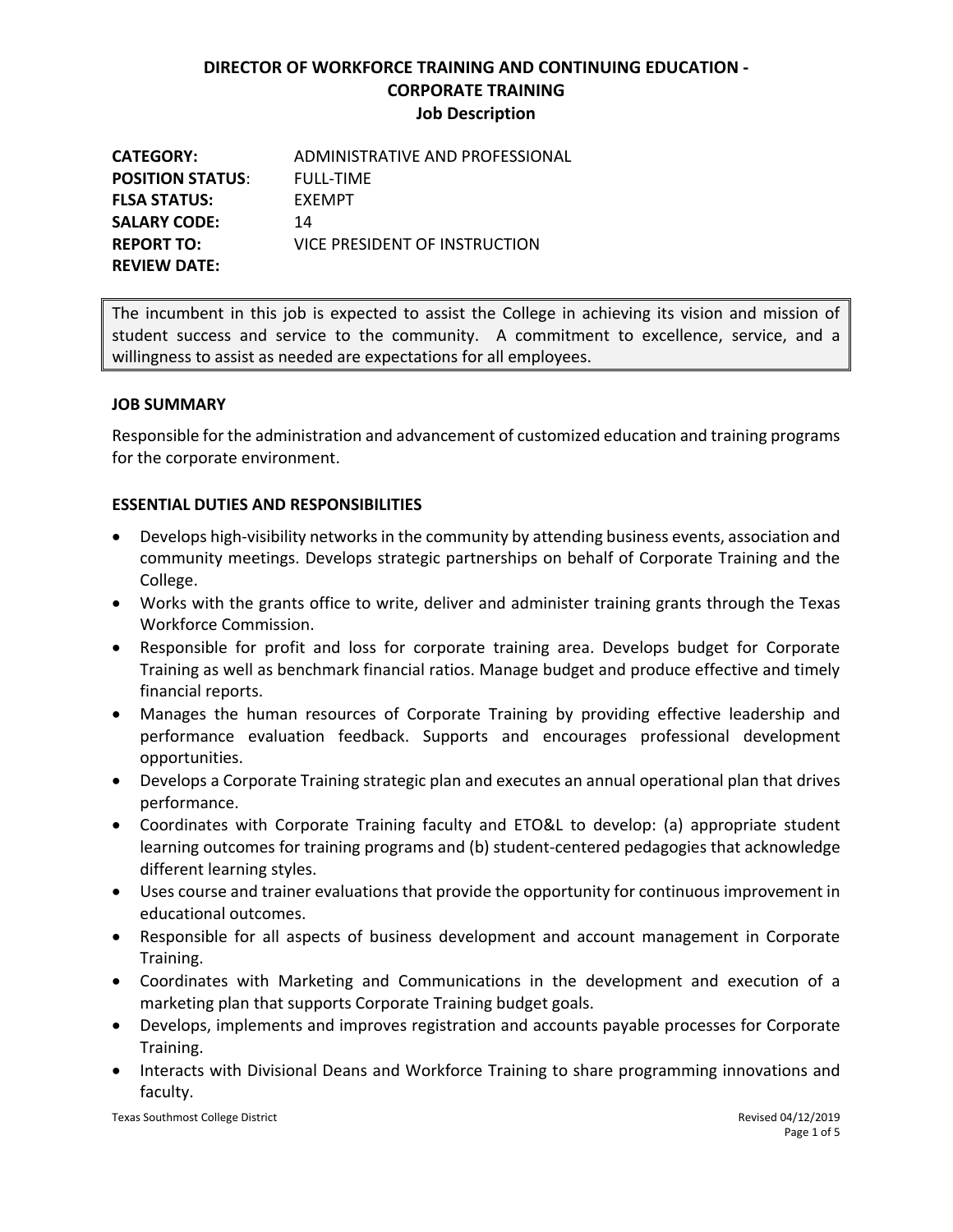# DIRECTOR OF WORKFORCE TRAINING AND CONTINUING EDUCATION - CORPORATE TRAINING
## Job Description

| | |
|---|---|
| **CATEGORY:** | ADMINISTRATIVE AND PROFESSIONAL |
| **POSITION STATUS**: | FULL-TIME |
| **FLSA STATUS:** | EXEMPT |
| **SALARY CODE:** | 14 |
| **REPORT TO:** | VICE PRESIDENT OF INSTRUCTION |
| **REVIEW DATE:** | |

> The incumbent in this job is expected to assist the College in achieving its vision and mission of student success and service to the community. A commitment to excellence, service, and a willingness to assist as needed are expectations for all employees.

### JOB SUMMARY

Responsible for the administration and advancement of customized education and training programs for the corporate environment.

### ESSENTIAL DUTIES AND RESPONSIBILITIES

- Develops high-visibility networks in the community by attending business events, association and community meetings. Develops strategic partnerships on behalf of Corporate Training and the College.
- Works with the grants office to write, deliver and administer training grants through the Texas Workforce Commission.
- Responsible for profit and loss for corporate training area. Develops budget for Corporate Training as well as benchmark financial ratios. Manage budget and produce effective and timely financial reports.
- Manages the human resources of Corporate Training by providing effective leadership and performance evaluation feedback. Supports and encourages professional development opportunities.
- Develops a Corporate Training strategic plan and executes an annual operational plan that drives performance.
- Coordinates with Corporate Training faculty and ETO&L to develop: (a) appropriate student learning outcomes for training programs and (b) student-centered pedagogies that acknowledge different learning styles.
- Uses course and trainer evaluations that provide the opportunity for continuous improvement in educational outcomes.
- Responsible for all aspects of business development and account management in Corporate Training.
- Coordinates with Marketing and Communications in the development and execution of a marketing plan that supports Corporate Training budget goals.
- Develops, implements and improves registration and accounts payable processes for Corporate Training.
- Interacts with Divisional Deans and Workforce Training to share programming innovations and faculty.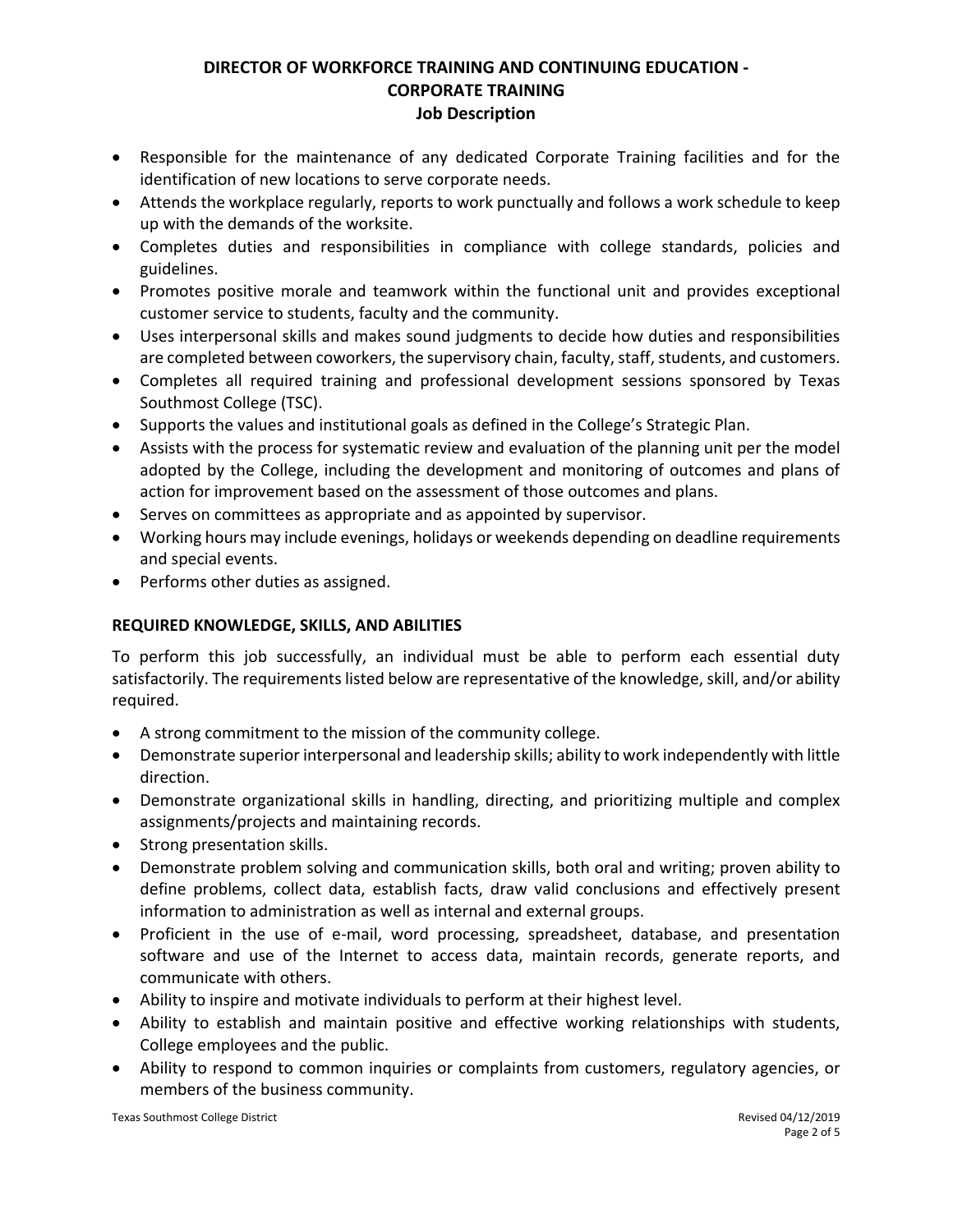- Responsible for the maintenance of any dedicated Corporate Training facilities and for the identification of new locations to serve corporate needs.
- Attends the workplace regularly, reports to work punctually and follows a work schedule to keep up with the demands of the worksite.
- Completes duties and responsibilities in compliance with college standards, policies and guidelines.
- Promotes positive morale and teamwork within the functional unit and provides exceptional customer service to students, faculty and the community.
- Uses interpersonal skills and makes sound judgments to decide how duties and responsibilities are completed between coworkers, the supervisory chain, faculty, staff, students, and customers.
- Completes all required training and professional development sessions sponsored by Texas Southmost College (TSC).
- Supports the values and institutional goals as defined in the College's Strategic Plan.
- Assists with the process for systematic review and evaluation of the planning unit per the model adopted by the College, including the development and monitoring of outcomes and plans of action for improvement based on the assessment of those outcomes and plans.
- Serves on committees as appropriate and as appointed by supervisor.
- Working hours may include evenings, holidays or weekends depending on deadline requirements and special events.
- Performs other duties as assigned.

## REQUIRED KNOWLEDGE, SKILLS, AND ABILITIES

To perform this job successfully, an individual must be able to perform each essential duty satisfactorily. The requirements listed below are representative of the knowledge, skill, and/or ability required.

- A strong commitment to the mission of the community college.
- Demonstrate superior interpersonal and leadership skills; ability to work independently with little direction.
- Demonstrate organizational skills in handling, directing, and prioritizing multiple and complex assignments/projects and maintaining records.
- Strong presentation skills.
- Demonstrate problem solving and communication skills, both oral and writing; proven ability to define problems, collect data, establish facts, draw valid conclusions and effectively present information to administration as well as internal and external groups.
- Proficient in the use of e-mail, word processing, spreadsheet, database, and presentation software and use of the Internet to access data, maintain records, generate reports, and communicate with others.
- Ability to inspire and motivate individuals to perform at their highest level.
- Ability to establish and maintain positive and effective working relationships with students, College employees and the public.
- Ability to respond to common inquiries or complaints from customers, regulatory agencies, or members of the business community.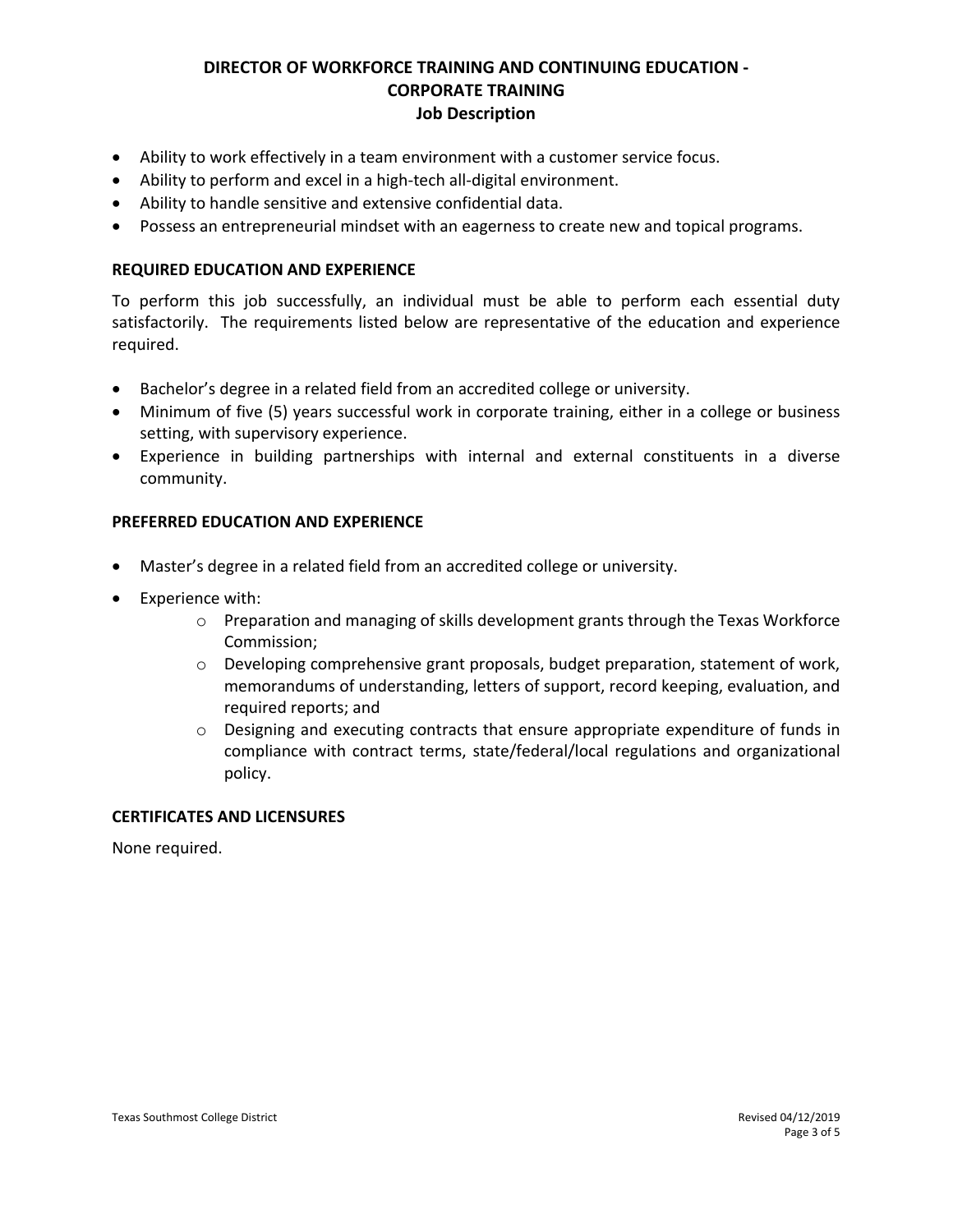- Ability to work effectively in a team environment with a customer service focus.
- Ability to perform and excel in a high-tech all-digital environment.
- Ability to handle sensitive and extensive confidential data.
- Possess an entrepreneurial mindset with an eagerness to create new and topical programs.

**REQUIRED EDUCATION AND EXPERIENCE**

To perform this job successfully, an individual must be able to perform each essential duty satisfactorily. The requirements listed below are representative of the education and experience required.

- Bachelor's degree in a related field from an accredited college or university.
- Minimum of five (5) years successful work in corporate training, either in a college or business setting, with supervisory experience.
- Experience in building partnerships with internal and external constituents in a diverse community.

**PREFERRED EDUCATION AND EXPERIENCE**

- Master's degree in a related field from an accredited college or university.
- Experience with:
    - Preparation and managing of skills development grants through the Texas Workforce Commission;
    - Developing comprehensive grant proposals, budget preparation, statement of work, memorandums of understanding, letters of support, record keeping, evaluation, and required reports; and
    - Designing and executing contracts that ensure appropriate expenditure of funds in compliance with contract terms, state/federal/local regulations and organizational policy.

**CERTIFICATES AND LICENSURES**

None required.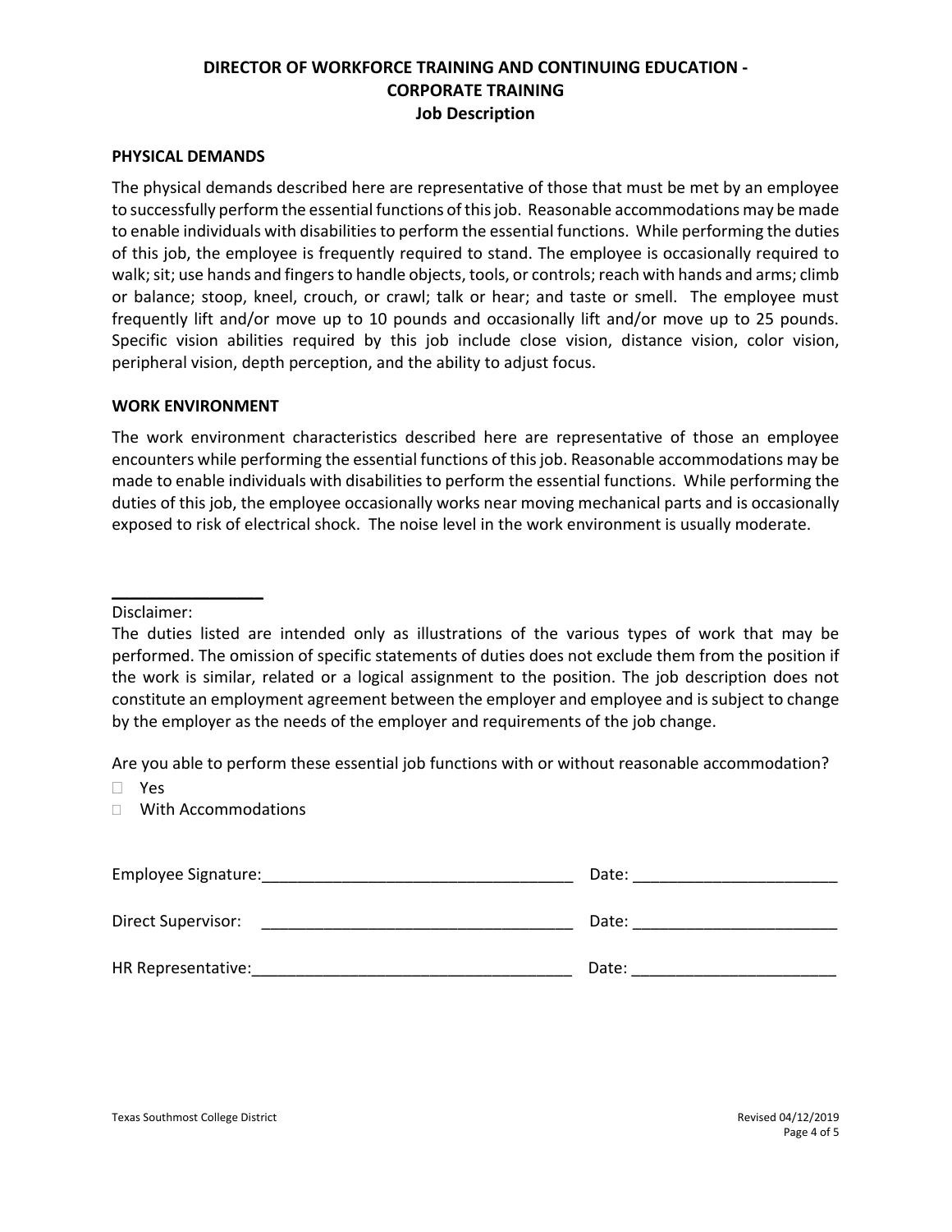**DIRECTOR OF WORKFORCE TRAINING AND CONTINUING EDUCATION - CORPORATE TRAINING**
**Job Description**

## PHYSICAL DEMANDS

The physical demands described here are representative of those that must be met by an employee to successfully perform the essential functions of this job. Reasonable accommodations may be made to enable individuals with disabilities to perform the essential functions. While performing the duties of this job, the employee is frequently required to stand. The employee is occasionally required to walk; sit; use hands and fingers to handle objects, tools, or controls; reach with hands and arms; climb or balance; stoop, kneel, crouch, or crawl; talk or hear; and taste or smell. The employee must frequently lift and/or move up to 10 pounds and occasionally lift and/or move up to 25 pounds. Specific vision abilities required by this job include close vision, distance vision, color vision, peripheral vision, depth perception, and the ability to adjust focus.

## WORK ENVIRONMENT

The work environment characteristics described here are representative of those an employee encounters while performing the essential functions of this job. Reasonable accommodations may be made to enable individuals with disabilities to perform the essential functions. While performing the duties of this job, the employee occasionally works near moving mechanical parts and is occasionally exposed to risk of electrical shock. The noise level in the work environment is usually moderate.

---

Disclaimer:
The duties listed are intended only as illustrations of the various types of work that may be performed. The omission of specific statements of duties does not exclude them from the position if the work is similar, related or a logical assignment to the position. The job description does not constitute an employment agreement between the employer and employee and is subject to change by the employer as the needs of the employer and requirements of the job change.

Are you able to perform these essential job functions with or without reasonable accommodation?

- ☐ Yes
- ☐ With Accommodations

Employee Signature:___________________________________ Date: _______________________

Direct Supervisor: ___________________________________ Date: _______________________

HR Representative:____________________________________ Date: _______________________

Texas Southmost College District

Revised 04/12/2019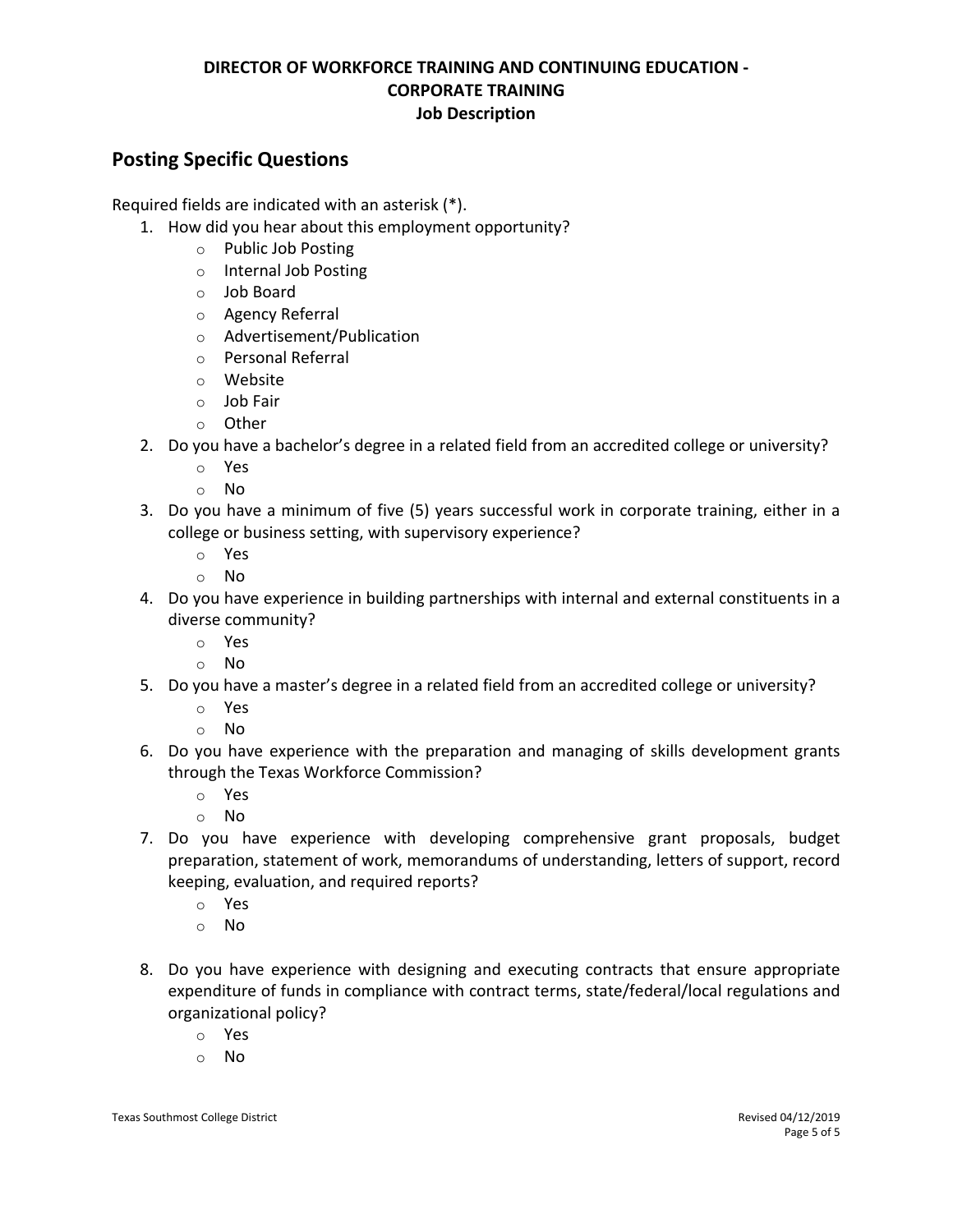**DIRECTOR OF WORKFORCE TRAINING AND CONTINUING EDUCATION - CORPORATE TRAINING**
**Job Description**

## Posting Specific Questions

Required fields are indicated with an asterisk (*).

1. How did you hear about this employment opportunity?
   - Public Job Posting
   - Internal Job Posting
   - Job Board
   - Agency Referral
   - Advertisement/Publication
   - Personal Referral
   - Website
   - Job Fair
   - Other
2. Do you have a bachelor's degree in a related field from an accredited college or university?
   - Yes
   - No
3. Do you have a minimum of five (5) years successful work in corporate training, either in a college or business setting, with supervisory experience?
   - Yes
   - No
4. Do you have experience in building partnerships with internal and external constituents in a diverse community?
   - Yes
   - No
5. Do you have a master's degree in a related field from an accredited college or university?
   - Yes
   - No
6. Do you have experience with the preparation and managing of skills development grants through the Texas Workforce Commission?
   - Yes
   - No
7. Do you have experience with developing comprehensive grant proposals, budget preparation, statement of work, memorandums of understanding, letters of support, record keeping, evaluation, and required reports?
   - Yes
   - No
8. Do you have experience with designing and executing contracts that ensure appropriate expenditure of funds in compliance with contract terms, state/federal/local regulations and organizational policy?
   - Yes
   - No